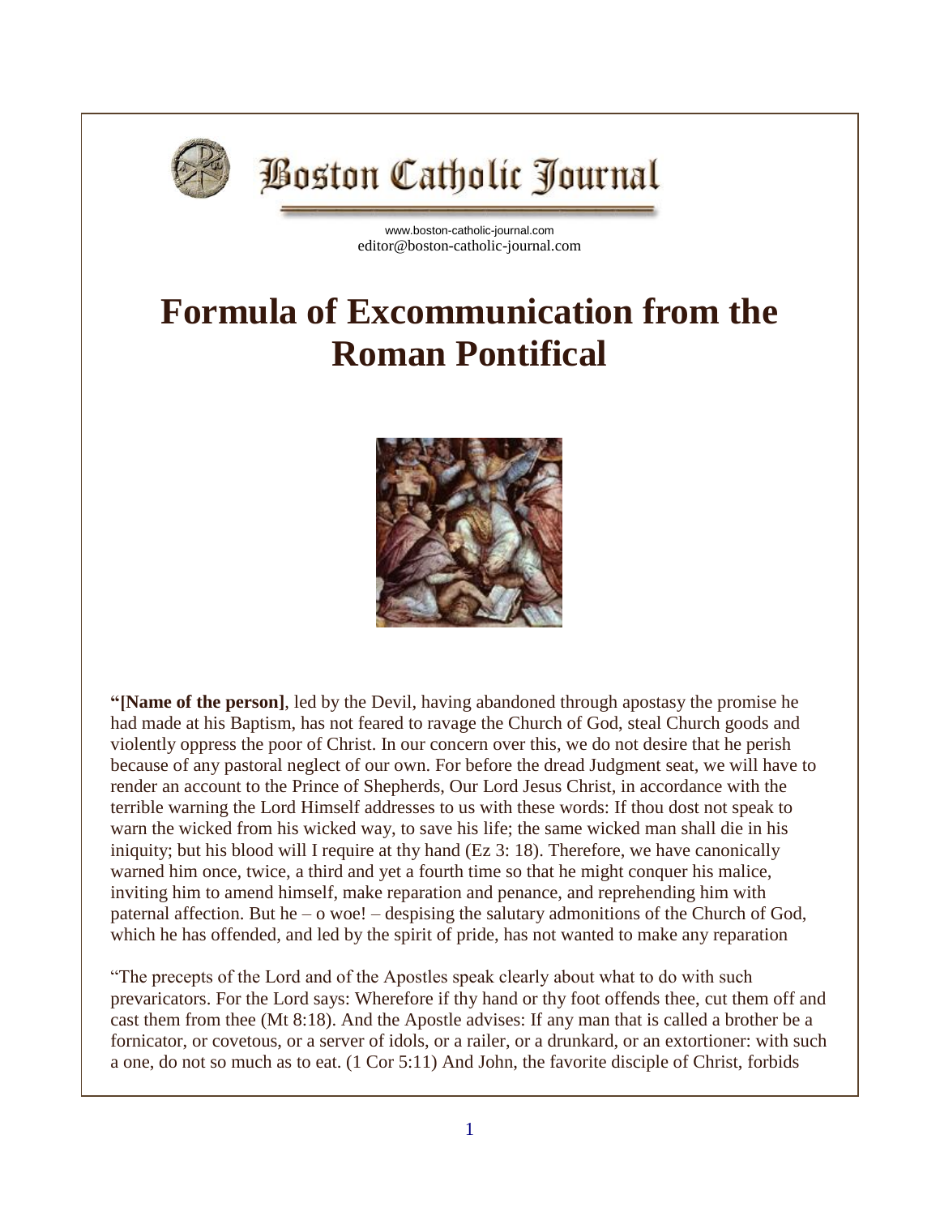Boston Catholic Journal

www.boston-catholic-journal.com
editor@boston-catholic-journal.com

# Formula of Excommunication from the Roman Pontifical

**"[Name of the person]**, led by the Devil, having abandoned through apostasy the promise he had made at his Baptism, has not feared to ravage the Church of God, steal Church goods and violently oppress the poor of Christ. In our concern over this, we do not desire that he perish because of any pastoral neglect of our own. For before the dread Judgment seat, we will have to render an account to the Prince of Shepherds, Our Lord Jesus Christ, in accordance with the terrible warning the Lord Himself addresses to us with these words: If thou dost not speak to warn the wicked from his wicked way, to save his life; the same wicked man shall die in his iniquity; but his blood will I require at thy hand (Ez 3: 18). Therefore, we have canonically warned him once, twice, a third and yet a fourth time so that he might conquer his malice, inviting him to amend himself, make reparation and penance, and reprehending him with paternal affection. But he – o woe! – despising the salutary admonitions of the Church of God, which he has offended, and led by the spirit of pride, has not wanted to make any reparation

"The precepts of the Lord and of the Apostles speak clearly about what to do with such prevaricators. For the Lord says: Wherefore if thy hand or thy foot offends thee, cut them off and cast them from thee (Mt 8:18). And the Apostle advises: If any man that is called a brother be a fornicator, or covetous, or a server of idols, or a railer, or a drunkard, or an extortioner: with such a one, do not so much as to eat. (1 Cor 5:11) And John, the favorite disciple of Christ, forbids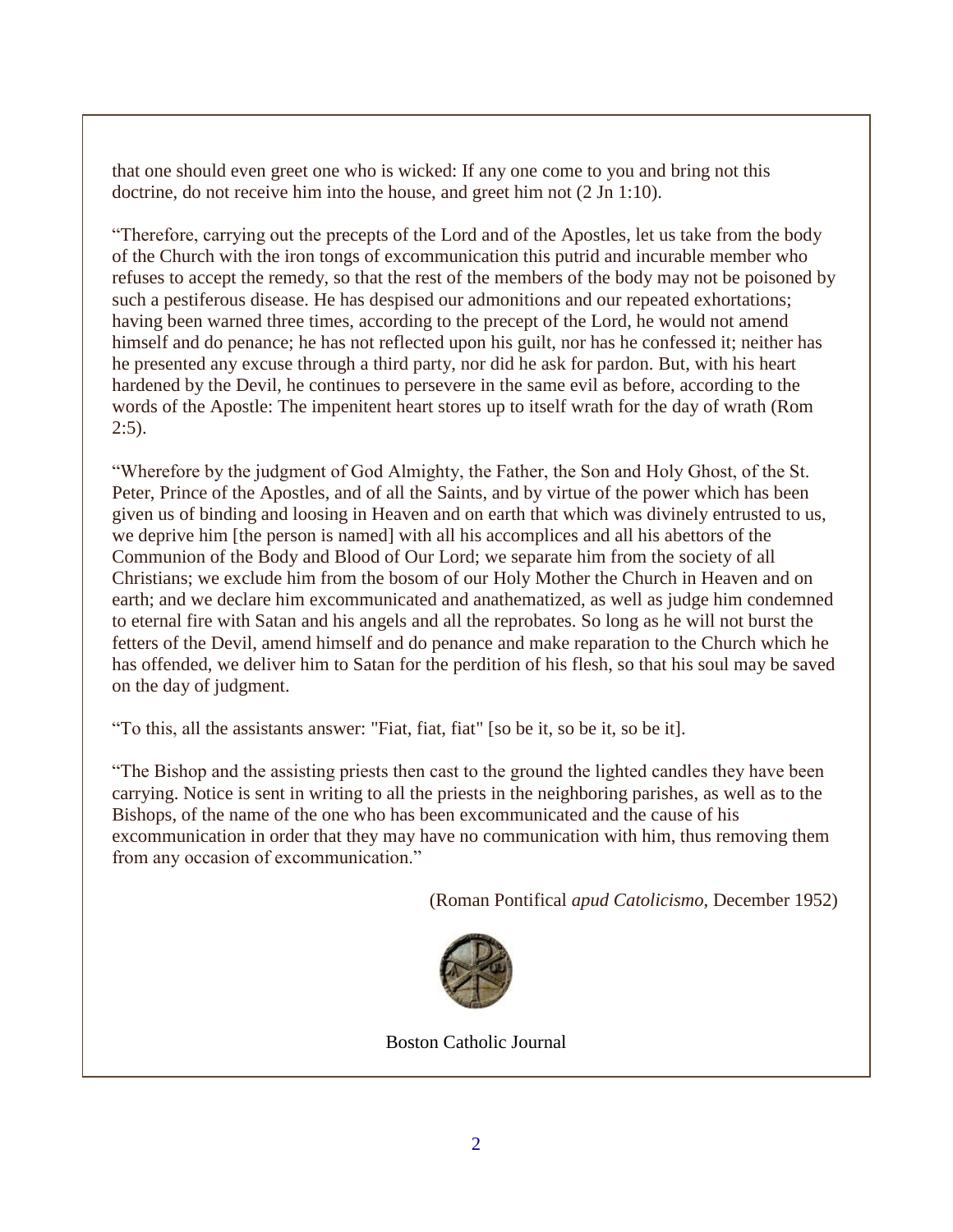that one should even greet one who is wicked: If any one come to you and bring not this doctrine, do not receive him into the house, and greet him not (2 Jn 1:10).

"Therefore, carrying out the precepts of the Lord and of the Apostles, let us take from the body of the Church with the iron tongs of excommunication this putrid and incurable member who refuses to accept the remedy, so that the rest of the members of the body may not be poisoned by such a pestiferous disease. He has despised our admonitions and our repeated exhortations; having been warned three times, according to the precept of the Lord, he would not amend himself and do penance; he has not reflected upon his guilt, nor has he confessed it; neither has he presented any excuse through a third party, nor did he ask for pardon. But, with his heart hardened by the Devil, he continues to persevere in the same evil as before, according to the words of the Apostle: The impenitent heart stores up to itself wrath for the day of wrath (Rom 2:5).

"Wherefore by the judgment of God Almighty, the Father, the Son and Holy Ghost, of the St. Peter, Prince of the Apostles, and of all the Saints, and by virtue of the power which has been given us of binding and loosing in Heaven and on earth that which was divinely entrusted to us, we deprive him [the person is named] with all his accomplices and all his abettors of the Communion of the Body and Blood of Our Lord; we separate him from the society of all Christians; we exclude him from the bosom of our Holy Mother the Church in Heaven and on earth; and we declare him excommunicated and anathematized, as well as judge him condemned to eternal fire with Satan and his angels and all the reprobates. So long as he will not burst the fetters of the Devil, amend himself and do penance and make reparation to the Church which he has offended, we deliver him to Satan for the perdition of his flesh, so that his soul may be saved on the day of judgment.

"To this, all the assistants answer: "Fiat, fiat, fiat" [so be it, so be it, so be it].

"The Bishop and the assisting priests then cast to the ground the lighted candles they have been carrying. Notice is sent in writing to all the priests in the neighboring parishes, as well as to the Bishops, of the name of the one who has been excommunicated and the cause of his excommunication in order that they may have no communication with him, thus removing them from any occasion of excommunication."

(Roman Pontifical *apud Catolicismo*, December 1952)

Boston Catholic Journal